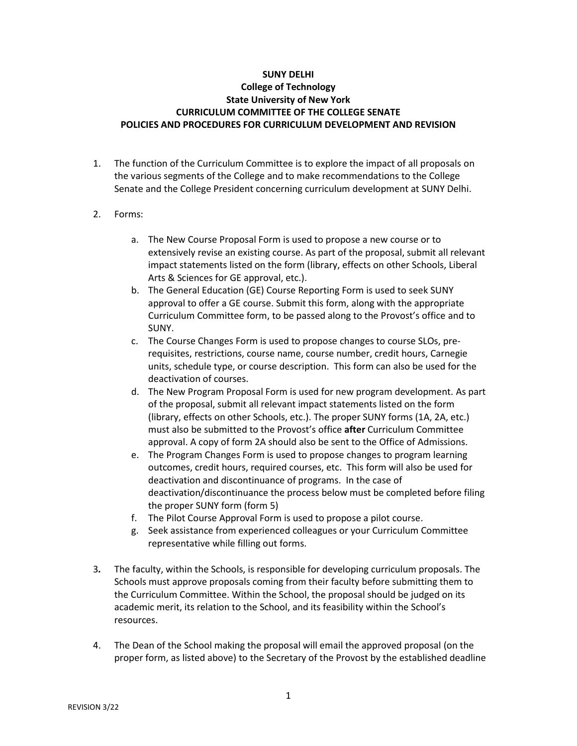**SUNY DELHI**
**College of Technology**
**State University of New York**
**CURRICULUM COMMITTEE OF THE COLLEGE SENATE**
**POLICIES AND PROCEDURES FOR CURRICULUM DEVELOPMENT AND REVISION**

1. The function of the Curriculum Committee is to explore the impact of all proposals on the various segments of the College and to make recommendations to the College Senate and the College President concerning curriculum development at SUNY Delhi.

2. Forms:

   a. The New Course Proposal Form is used to propose a new course or to extensively revise an existing course. As part of the proposal, submit all relevant impact statements listed on the form (library, effects on other Schools, Liberal Arts & Sciences for GE approval, etc.).
   b. The General Education (GE) Course Reporting Form is used to seek SUNY approval to offer a GE course. Submit this form, along with the appropriate Curriculum Committee form, to be passed along to the Provost's office and to SUNY.
   c. The Course Changes Form is used to propose changes to course SLOs, pre-requisites, restrictions, course name, course number, credit hours, Carnegie units, schedule type, or course description. This form can also be used for the deactivation of courses.
   d. The New Program Proposal Form is used for new program development. As part of the proposal, submit all relevant impact statements listed on the form (library, effects on other Schools, etc.). The proper SUNY forms (1A, 2A, etc.) must also be submitted to the Provost's office **after** Curriculum Committee approval. A copy of form 2A should also be sent to the Office of Admissions.
   e. The Program Changes Form is used to propose changes to program learning outcomes, credit hours, required courses, etc. This form will also be used for deactivation and discontinuance of programs. In the case of deactivation/discontinuance the process below must be completed before filing the proper SUNY form (form 5)
   f. The Pilot Course Approval Form is used to propose a pilot course.
   g. Seek assistance from experienced colleagues or your Curriculum Committee representative while filling out forms.

3. The faculty, within the Schools, is responsible for developing curriculum proposals. The Schools must approve proposals coming from their faculty before submitting them to the Curriculum Committee. Within the School, the proposal should be judged on its academic merit, its relation to the School, and its feasibility within the School's resources.

4. The Dean of the School making the proposal will email the approved proposal (on the proper form, as listed above) to the Secretary of the Provost by the established deadline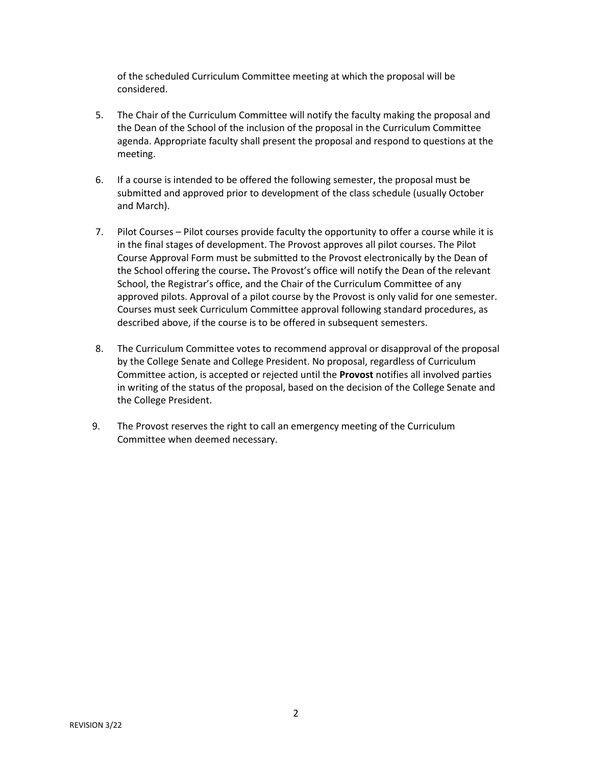of the scheduled Curriculum Committee meeting at which the proposal will be considered.

5. The Chair of the Curriculum Committee will notify the faculty making the proposal and the Dean of the School of the inclusion of the proposal in the Curriculum Committee agenda. Appropriate faculty shall present the proposal and respond to questions at the meeting.

6. If a course is intended to be offered the following semester, the proposal must be submitted and approved prior to development of the class schedule (usually October and March).

7. Pilot Courses – Pilot courses provide faculty the opportunity to offer a course while it is in the final stages of development. The Provost approves all pilot courses. The Pilot Course Approval Form must be submitted to the Provost electronically by the Dean of the School offering the course**.** The Provost's office will notify the Dean of the relevant School, the Registrar's office, and the Chair of the Curriculum Committee of any approved pilots. Approval of a pilot course by the Provost is only valid for one semester. Courses must seek Curriculum Committee approval following standard procedures, as described above, if the course is to be offered in subsequent semesters.

8. The Curriculum Committee votes to recommend approval or disapproval of the proposal by the College Senate and College President. No proposal, regardless of Curriculum Committee action, is accepted or rejected until the **Provost** notifies all involved parties in writing of the status of the proposal, based on the decision of the College Senate and the College President.

9. The Provost reserves the right to call an emergency meeting of the Curriculum Committee when deemed necessary.

REVISION 3/22